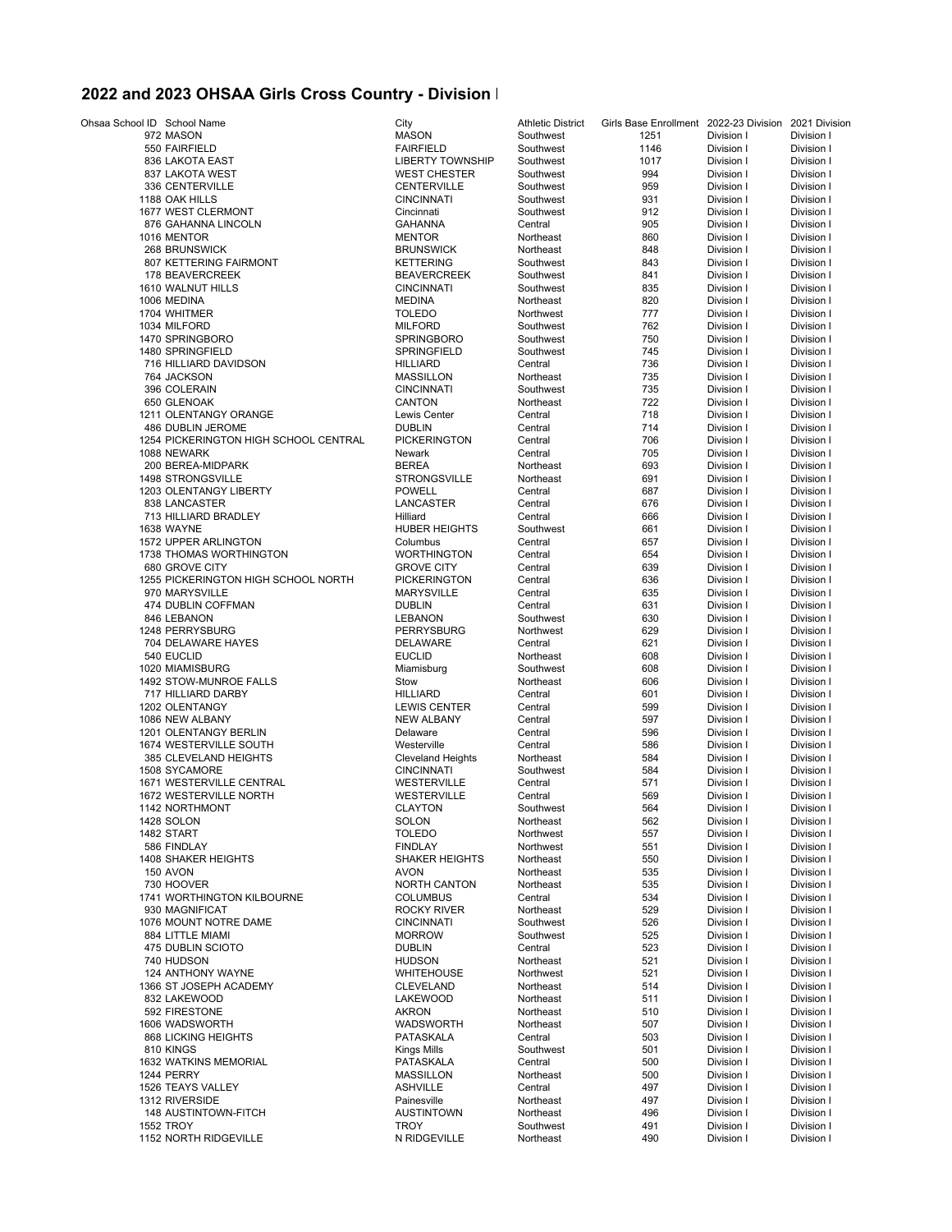## 2022 and 2023 OHSAA Girls Cross Country - Division I

| Ohsaa School ID | School Name | City | Athletic District | Girls Base Enrollment | 2022-23 Division | 2021 Division |
|---|---|---|---|---|---|---|
| 972 | MASON | MASON | Southwest | 1251 | Division I | Division I |
| 550 | FAIRFIELD | FAIRFIELD | Southwest | 1146 | Division I | Division I |
| 836 | LAKOTA EAST | LIBERTY TOWNSHIP | Southwest | 1017 | Division I | Division I |
| 837 | LAKOTA WEST | WEST CHESTER | Southwest | 994 | Division I | Division I |
| 336 | CENTERVILLE | CENTERVILLE | Southwest | 959 | Division I | Division I |
| 1188 | OAK HILLS | CINCINNATI | Southwest | 931 | Division I | Division I |
| 1677 | WEST CLERMONT | Cincinnati | Southwest | 912 | Division I | Division I |
| 876 | GAHANNA LINCOLN | GAHANNA | Central | 905 | Division I | Division I |
| 1016 | MENTOR | MENTOR | Northeast | 860 | Division I | Division I |
| 268 | BRUNSWICK | BRUNSWICK | Northeast | 848 | Division I | Division I |
| 807 | KETTERING FAIRMONT | KETTERING | Southwest | 843 | Division I | Division I |
| 178 | BEAVERCREEK | BEAVERCREEK | Southwest | 841 | Division I | Division I |
| 1610 | WALNUT HILLS | CINCINNATI | Southwest | 835 | Division I | Division I |
| 1006 | MEDINA | MEDINA | Northeast | 820 | Division I | Division I |
| 1704 | WHITMER | TOLEDO | Northwest | 777 | Division I | Division I |
| 1034 | MILFORD | MILFORD | Southwest | 762 | Division I | Division I |
| 1470 | SPRINGBORO | SPRINGBORO | Southwest | 750 | Division I | Division I |
| 1480 | SPRINGFIELD | SPRINGFIELD | Southwest | 745 | Division I | Division I |
| 716 | HILLIARD DAVIDSON | HILLIARD | Central | 736 | Division I | Division I |
| 764 | JACKSON | MASSILLON | Northeast | 735 | Division I | Division I |
| 396 | COLERAIN | CINCINNATI | Southwest | 735 | Division I | Division I |
| 650 | GLENOAK | CANTON | Northeast | 722 | Division I | Division I |
| 1211 | OLENTANGY ORANGE | Lewis Center | Central | 718 | Division I | Division I |
| 486 | DUBLIN JEROME | DUBLIN | Central | 714 | Division I | Division I |
| 1254 | PICKERINGTON HIGH SCHOOL CENTRAL | PICKERINGTON | Central | 706 | Division I | Division I |
| 1088 | NEWARK | Newark | Central | 705 | Division I | Division I |
| 200 | BEREA-MIDPARK | BEREA | Northeast | 693 | Division I | Division I |
| 1498 | STRONGSVILLE | STRONGSVILLE | Northeast | 691 | Division I | Division I |
| 1203 | OLENTANGY LIBERTY | POWELL | Central | 687 | Division I | Division I |
| 838 | LANCASTER | LANCASTER | Central | 676 | Division I | Division I |
| 713 | HILLIARD BRADLEY | Hilliard | Central | 666 | Division I | Division I |
| 1638 | WAYNE | HUBER HEIGHTS | Southwest | 661 | Division I | Division I |
| 1572 | UPPER ARLINGTON | Columbus | Central | 657 | Division I | Division I |
| 1738 | THOMAS WORTHINGTON | WORTHINGTON | Central | 654 | Division I | Division I |
| 680 | GROVE CITY | GROVE CITY | Central | 639 | Division I | Division I |
| 1255 | PICKERINGTON HIGH SCHOOL NORTH | PICKERINGTON | Central | 636 | Division I | Division I |
| 970 | MARYSVILLE | MARYSVILLE | Central | 635 | Division I | Division I |
| 474 | DUBLIN COFFMAN | DUBLIN | Central | 631 | Division I | Division I |
| 846 | LEBANON | LEBANON | Southwest | 630 | Division I | Division I |
| 1248 | PERRYSBURG | PERRYSBURG | Northwest | 629 | Division I | Division I |
| 704 | DELAWARE HAYES | DELAWARE | Central | 621 | Division I | Division I |
| 540 | EUCLID | EUCLID | Northeast | 608 | Division I | Division I |
| 1020 | MIAMISBURG | Miamisburg | Southwest | 608 | Division I | Division I |
| 1492 | STOW-MUNROE FALLS | Stow | Northeast | 606 | Division I | Division I |
| 717 | HILLIARD DARBY | HILLIARD | Central | 601 | Division I | Division I |
| 1202 | OLENTANGY | LEWIS CENTER | Central | 599 | Division I | Division I |
| 1086 | NEW ALBANY | NEW ALBANY | Central | 597 | Division I | Division I |
| 1201 | OLENTANGY BERLIN | Delaware | Central | 596 | Division I | Division I |
| 1674 | WESTERVILLE SOUTH | Westerville | Central | 586 | Division I | Division I |
| 385 | CLEVELAND HEIGHTS | Cleveland Heights | Northeast | 584 | Division I | Division I |
| 1508 | SYCAMORE | CINCINNATI | Southwest | 584 | Division I | Division I |
| 1671 | WESTERVILLE CENTRAL | WESTERVILLE | Central | 571 | Division I | Division I |
| 1672 | WESTERVILLE NORTH | WESTERVILLE | Central | 569 | Division I | Division I |
| 1142 | NORTHMONT | CLAYTON | Southwest | 564 | Division I | Division I |
| 1428 | SOLON | SOLON | Northeast | 562 | Division I | Division I |
| 1482 | START | TOLEDO | Northwest | 557 | Division I | Division I |
| 586 | FINDLAY | FINDLAY | Northwest | 551 | Division I | Division I |
| 1408 | SHAKER HEIGHTS | SHAKER HEIGHTS | Northeast | 550 | Division I | Division I |
| 150 | AVON | AVON | Northeast | 535 | Division I | Division I |
| 730 | HOOVER | NORTH CANTON | Northeast | 535 | Division I | Division I |
| 1741 | WORTHINGTON KILBOURNE | COLUMBUS | Central | 534 | Division I | Division I |
| 930 | MAGNIFICAT | ROCKY RIVER | Northeast | 529 | Division I | Division I |
| 1076 | MOUNT NOTRE DAME | CINCINNATI | Southwest | 526 | Division I | Division I |
| 884 | LITTLE MIAMI | MORROW | Southwest | 525 | Division I | Division I |
| 475 | DUBLIN SCIOTO | DUBLIN | Central | 523 | Division I | Division I |
| 740 | HUDSON | HUDSON | Northeast | 521 | Division I | Division I |
| 124 | ANTHONY WAYNE | WHITEHOUSE | Northwest | 521 | Division I | Division I |
| 1366 | ST JOSEPH ACADEMY | CLEVELAND | Northeast | 514 | Division I | Division I |
| 832 | LAKEWOOD | LAKEWOOD | Northeast | 511 | Division I | Division I |
| 592 | FIRESTONE | AKRON | Northeast | 510 | Division I | Division I |
| 1606 | WADSWORTH | WADSWORTH | Northeast | 507 | Division I | Division I |
| 868 | LICKING HEIGHTS | PATASKALA | Central | 503 | Division I | Division I |
| 810 | KINGS | Kings Mills | Southwest | 501 | Division I | Division I |
| 1632 | WATKINS MEMORIAL | PATASKALA | Central | 500 | Division I | Division I |
| 1244 | PERRY | MASSILLON | Northeast | 500 | Division I | Division I |
| 1526 | TEAYS VALLEY | ASHVILLE | Central | 497 | Division I | Division I |
| 1312 | RIVERSIDE | Painesville | Northeast | 497 | Division I | Division I |
| 148 | AUSTINTOWN-FITCH | AUSTINTOWN | Northeast | 496 | Division I | Division I |
| 1552 | TROY | TROY | Southwest | 491 | Division I | Division I |
| 1152 | NORTH RIDGEVILLE | N RIDGEVILLE | Northeast | 490 | Division I | Division I |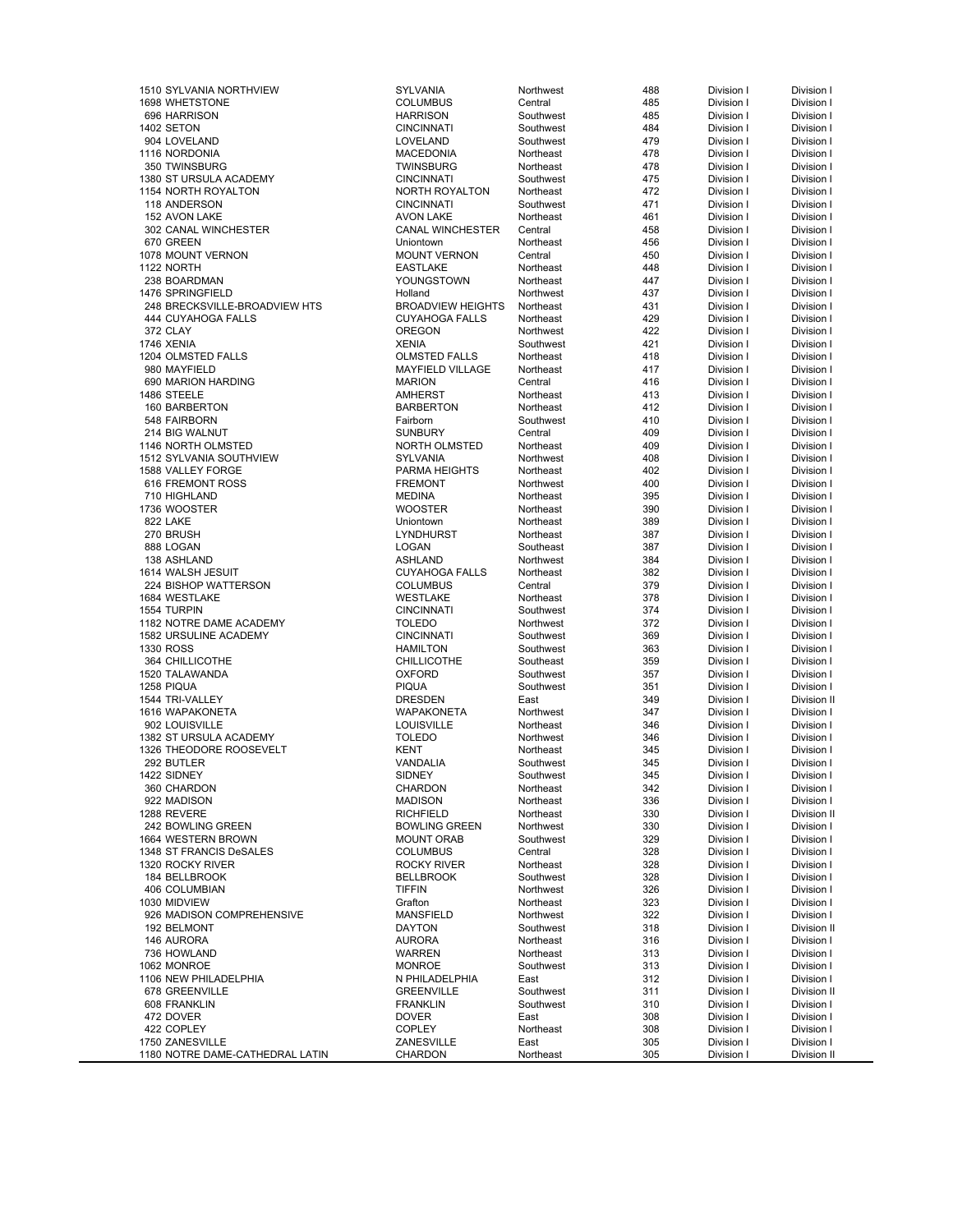| | | | | | |
|---|---|---|---|---|---|
| 1510 SYLVANIA NORTHVIEW | SYLVANIA | Northwest | 488 | Division I | Division I |
| 1698 WHETSTONE | COLUMBUS | Central | 485 | Division I | Division I |
| 696 HARRISON | HARRISON | Southwest | 485 | Division I | Division I |
| 1402 SETON | CINCINNATI | Southwest | 484 | Division I | Division I |
| 904 LOVELAND | LOVELAND | Southwest | 479 | Division I | Division I |
| 1116 NORDONIA | MACEDONIA | Northeast | 478 | Division I | Division I |
| 350 TWINSBURG | TWINSBURG | Northeast | 478 | Division I | Division I |
| 1380 ST URSULA ACADEMY | CINCINNATI | Southwest | 475 | Division I | Division I |
| 1154 NORTH ROYALTON | NORTH ROYALTON | Northeast | 472 | Division I | Division I |
| 118 ANDERSON | CINCINNATI | Southwest | 471 | Division I | Division I |
| 152 AVON LAKE | AVON LAKE | Northeast | 461 | Division I | Division I |
| 302 CANAL WINCHESTER | CANAL WINCHESTER | Central | 458 | Division I | Division I |
| 670 GREEN | Uniontown | Northeast | 456 | Division I | Division I |
| 1078 MOUNT VERNON | MOUNT VERNON | Central | 450 | Division I | Division I |
| 1122 NORTH | EASTLAKE | Northeast | 448 | Division I | Division I |
| 238 BOARDMAN | YOUNGSTOWN | Northeast | 447 | Division I | Division I |
| 1476 SPRINGFIELD | Holland | Northwest | 437 | Division I | Division I |
| 248 BRECKSVILLE-BROADVIEW HTS | BROADVIEW HEIGHTS | Northeast | 431 | Division I | Division I |
| 444 CUYAHOGA FALLS | CUYAHOGA FALLS | Northeast | 429 | Division I | Division I |
| 372 CLAY | OREGON | Northwest | 422 | Division I | Division I |
| 1746 XENIA | XENIA | Southwest | 421 | Division I | Division I |
| 1204 OLMSTED FALLS | OLMSTED FALLS | Northeast | 418 | Division I | Division I |
| 980 MAYFIELD | MAYFIELD VILLAGE | Northeast | 417 | Division I | Division I |
| 690 MARION HARDING | MARION | Central | 416 | Division I | Division I |
| 1486 STEELE | AMHERST | Northeast | 413 | Division I | Division I |
| 160 BARBERTON | BARBERTON | Northeast | 412 | Division I | Division I |
| 548 FAIRBORN | Fairborn | Southwest | 410 | Division I | Division I |
| 214 BIG WALNUT | SUNBURY | Central | 409 | Division I | Division I |
| 1146 NORTH OLMSTED | NORTH OLMSTED | Northeast | 409 | Division I | Division I |
| 1512 SYLVANIA SOUTHVIEW | SYLVANIA | Northwest | 408 | Division I | Division I |
| 1588 VALLEY FORGE | PARMA HEIGHTS | Northeast | 402 | Division I | Division I |
| 616 FREMONT ROSS | FREMONT | Northwest | 400 | Division I | Division I |
| 710 HIGHLAND | MEDINA | Northeast | 395 | Division I | Division I |
| 1736 WOOSTER | WOOSTER | Northeast | 390 | Division I | Division I |
| 822 LAKE | Uniontown | Northeast | 389 | Division I | Division I |
| 270 BRUSH | LYNDHURST | Northeast | 387 | Division I | Division I |
| 888 LOGAN | LOGAN | Southeast | 387 | Division I | Division I |
| 138 ASHLAND | ASHLAND | Northwest | 384 | Division I | Division I |
| 1614 WALSH JESUIT | CUYAHOGA FALLS | Northeast | 382 | Division I | Division I |
| 224 BISHOP WATTERSON | COLUMBUS | Central | 379 | Division I | Division I |
| 1684 WESTLAKE | WESTLAKE | Northeast | 378 | Division I | Division I |
| 1554 TURPIN | CINCINNATI | Southwest | 374 | Division I | Division I |
| 1182 NOTRE DAME ACADEMY | TOLEDO | Northwest | 372 | Division I | Division I |
| 1582 URSULINE ACADEMY | CINCINNATI | Southwest | 369 | Division I | Division I |
| 1330 ROSS | HAMILTON | Southwest | 363 | Division I | Division I |
| 364 CHILLICOTHE | CHILLICOTHE | Southeast | 359 | Division I | Division I |
| 1520 TALAWANDA | OXFORD | Southwest | 357 | Division I | Division I |
| 1258 PIQUA | PIQUA | Southwest | 351 | Division I | Division I |
| 1544 TRI-VALLEY | DRESDEN | East | 349 | Division I | Division II |
| 1616 WAPAKONETA | WAPAKONETA | Northwest | 347 | Division I | Division I |
| 902 LOUISVILLE | LOUISVILLE | Northeast | 346 | Division I | Division I |
| 1382 ST URSULA ACADEMY | TOLEDO | Northwest | 346 | Division I | Division I |
| 1326 THEODORE ROOSEVELT | KENT | Northeast | 345 | Division I | Division I |
| 292 BUTLER | VANDALIA | Southwest | 345 | Division I | Division I |
| 1422 SIDNEY | SIDNEY | Southwest | 345 | Division I | Division I |
| 360 CHARDON | CHARDON | Northeast | 342 | Division I | Division I |
| 922 MADISON | MADISON | Northeast | 336 | Division I | Division I |
| 1288 REVERE | RICHFIELD | Northeast | 330 | Division I | Division II |
| 242 BOWLING GREEN | BOWLING GREEN | Northwest | 330 | Division I | Division I |
| 1664 WESTERN BROWN | MOUNT ORAB | Southwest | 329 | Division I | Division I |
| 1348 ST FRANCIS DeSALES | COLUMBUS | Central | 328 | Division I | Division I |
| 1320 ROCKY RIVER | ROCKY RIVER | Northeast | 328 | Division I | Division I |
| 184 BELLBROOK | BELLBROOK | Southwest | 328 | Division I | Division I |
| 406 COLUMBIAN | TIFFIN | Northwest | 326 | Division I | Division I |
| 1030 MIDVIEW | Grafton | Northeast | 323 | Division I | Division I |
| 926 MADISON COMPREHENSIVE | MANSFIELD | Northwest | 322 | Division I | Division I |
| 192 BELMONT | DAYTON | Southwest | 318 | Division I | Division II |
| 146 AURORA | AURORA | Northeast | 316 | Division I | Division I |
| 736 HOWLAND | WARREN | Northeast | 313 | Division I | Division I |
| 1062 MONROE | MONROE | Southwest | 313 | Division I | Division I |
| 1106 NEW PHILADELPHIA | N PHILADELPHIA | East | 312 | Division I | Division I |
| 678 GREENVILLE | GREENVILLE | Southwest | 311 | Division I | Division II |
| 608 FRANKLIN | FRANKLIN | Southwest | 310 | Division I | Division I |
| 472 DOVER | DOVER | East | 308 | Division I | Division I |
| 422 COPLEY | COPLEY | Northeast | 308 | Division I | Division I |
| 1750 ZANESVILLE | ZANESVILLE | East | 305 | Division I | Division I |
| 1180 NOTRE DAME-CATHEDRAL LATIN | CHARDON | Northeast | 305 | Division I | Division II |